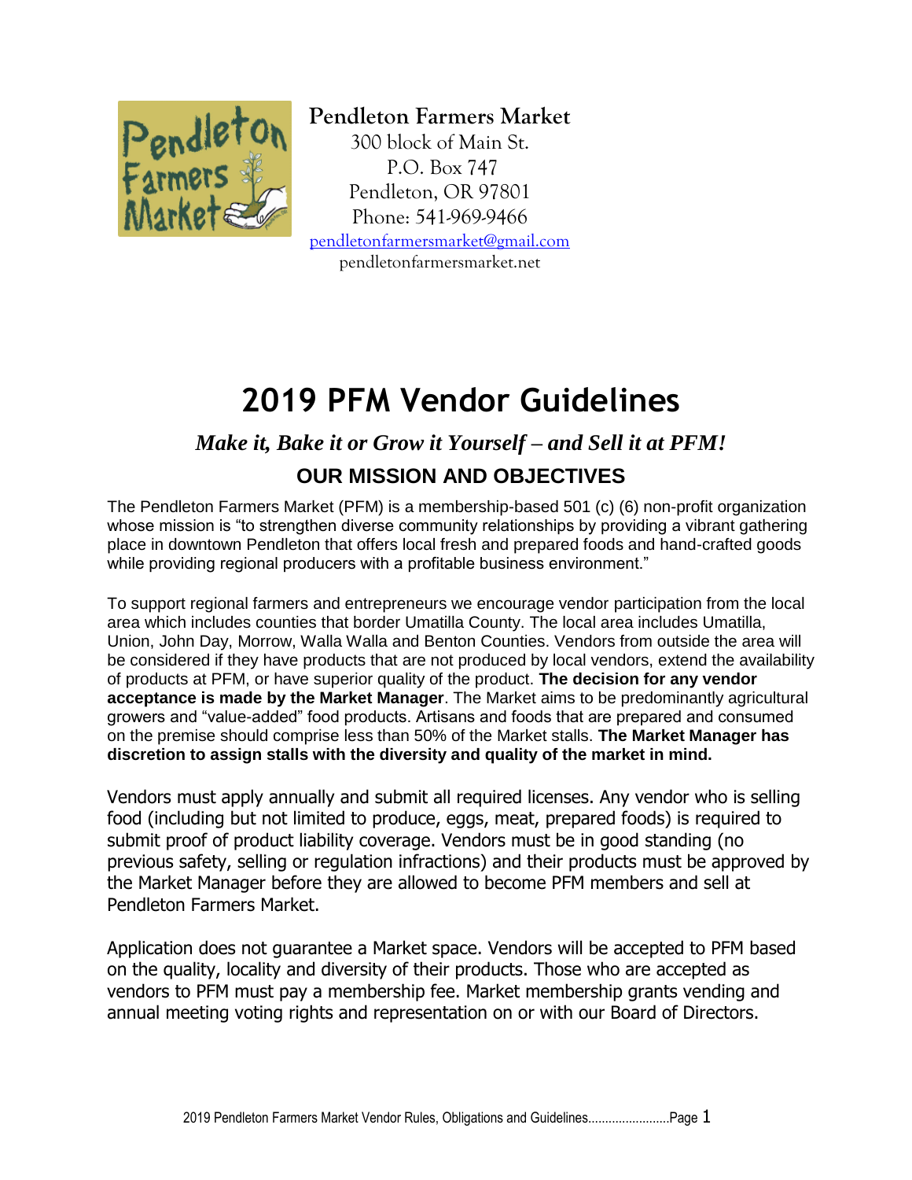**Pendleton Farmers Market**
300 block of Main St.
P.O. Box 747
Pendleton, OR 97801
Phone: 541-969-9466
pendletonfarmersmarket@gmail.com
pendletonfarmersmarket.net

# 2019 PFM Vendor Guidelines

### *Make it, Bake it or Grow it Yourself – and Sell it at PFM!*

## OUR MISSION AND OBJECTIVES

The Pendleton Farmers Market (PFM) is a membership-based 501 (c) (6) non-profit organization whose mission is "to strengthen diverse community relationships by providing a vibrant gathering place in downtown Pendleton that offers local fresh and prepared foods and hand-crafted goods while providing regional producers with a profitable business environment."

To support regional farmers and entrepreneurs we encourage vendor participation from the local area which includes counties that border Umatilla County. The local area includes Umatilla, Union, John Day, Morrow, Walla Walla and Benton Counties. Vendors from outside the area will be considered if they have products that are not produced by local vendors, extend the availability of products at PFM, or have superior quality of the product. **The decision for any vendor acceptance is made by the Market Manager**. The Market aims to be predominantly agricultural growers and "value-added" food products. Artisans and foods that are prepared and consumed on the premise should comprise less than 50% of the Market stalls. **The Market Manager has discretion to assign stalls with the diversity and quality of the market in mind.**

Vendors must apply annually and submit all required licenses. Any vendor who is selling food (including but not limited to produce, eggs, meat, prepared foods) is required to submit proof of product liability coverage. Vendors must be in good standing (no previous safety, selling or regulation infractions) and their products must be approved by the Market Manager before they are allowed to become PFM members and sell at Pendleton Farmers Market.

Application does not guarantee a Market space. Vendors will be accepted to PFM based on the quality, locality and diversity of their products. Those who are accepted as vendors to PFM must pay a membership fee. Market membership grants vending and annual meeting voting rights and representation on or with our Board of Directors.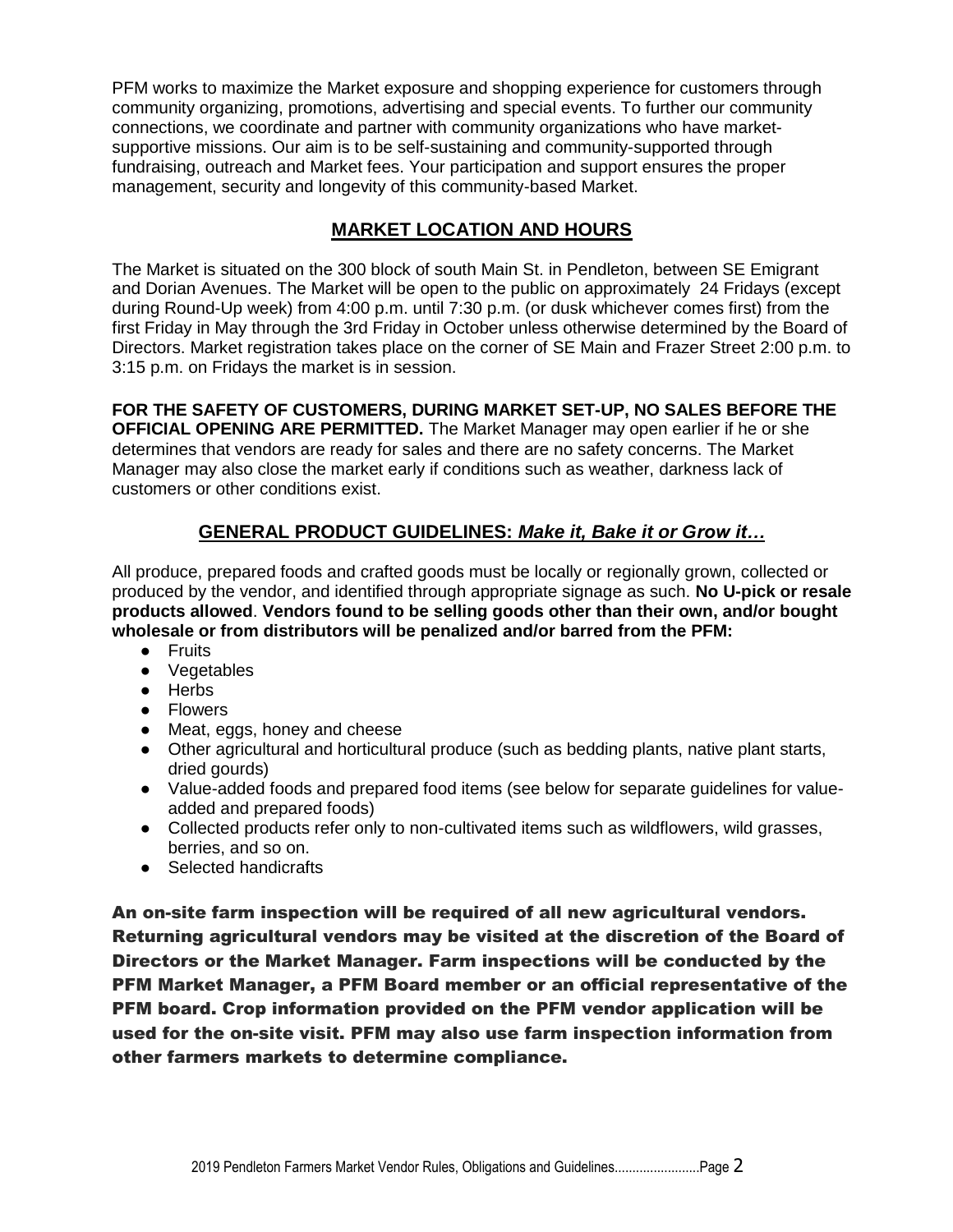PFM works to maximize the Market exposure and shopping experience for customers through community organizing, promotions, advertising and special events. To further our community connections, we coordinate and partner with community organizations who have market-supportive missions. Our aim is to be self-sustaining and community-supported through fundraising, outreach and Market fees. Your participation and support ensures the proper management, security and longevity of this community-based Market.

## MARKET LOCATION AND HOURS

The Market is situated on the 300 block of south Main St. in Pendleton, between SE Emigrant and Dorian Avenues. The Market will be open to the public on approximately 24 Fridays (except during Round-Up week) from 4:00 p.m. until 7:30 p.m. (or dusk whichever comes first) from the first Friday in May through the 3rd Friday in October unless otherwise determined by the Board of Directors. Market registration takes place on the corner of SE Main and Frazer Street 2:00 p.m. to 3:15 p.m. on Fridays the market is in session.

**FOR THE SAFETY OF CUSTOMERS, DURING MARKET SET-UP, NO SALES BEFORE THE OFFICIAL OPENING ARE PERMITTED.** The Market Manager may open earlier if he or she determines that vendors are ready for sales and there are no safety concerns. The Market Manager may also close the market early if conditions such as weather, darkness lack of customers or other conditions exist.

## GENERAL PRODUCT GUIDELINES: *Make it, Bake it or Grow it…*

All produce, prepared foods and crafted goods must be locally or regionally grown, collected or produced by the vendor, and identified through appropriate signage as such. **No U-pick or resale products allowed**. **Vendors found to be selling goods other than their own, and/or bought wholesale or from distributors will be penalized and/or barred from the PFM:**

- Fruits
- Vegetables
- Herbs
- Flowers
- Meat, eggs, honey and cheese
- Other agricultural and horticultural produce (such as bedding plants, native plant starts, dried gourds)
- Value-added foods and prepared food items (see below for separate guidelines for value-added and prepared foods)
- Collected products refer only to non-cultivated items such as wildflowers, wild grasses, berries, and so on.
- Selected handicrafts

**An on-site farm inspection will be required of all new agricultural vendors. Returning agricultural vendors may be visited at the discretion of the Board of Directors or the Market Manager. Farm inspections will be conducted by the PFM Market Manager, a PFM Board member or an official representative of the PFM board. Crop information provided on the PFM vendor application will be used for the on-site visit. PFM may also use farm inspection information from other farmers markets to determine compliance.**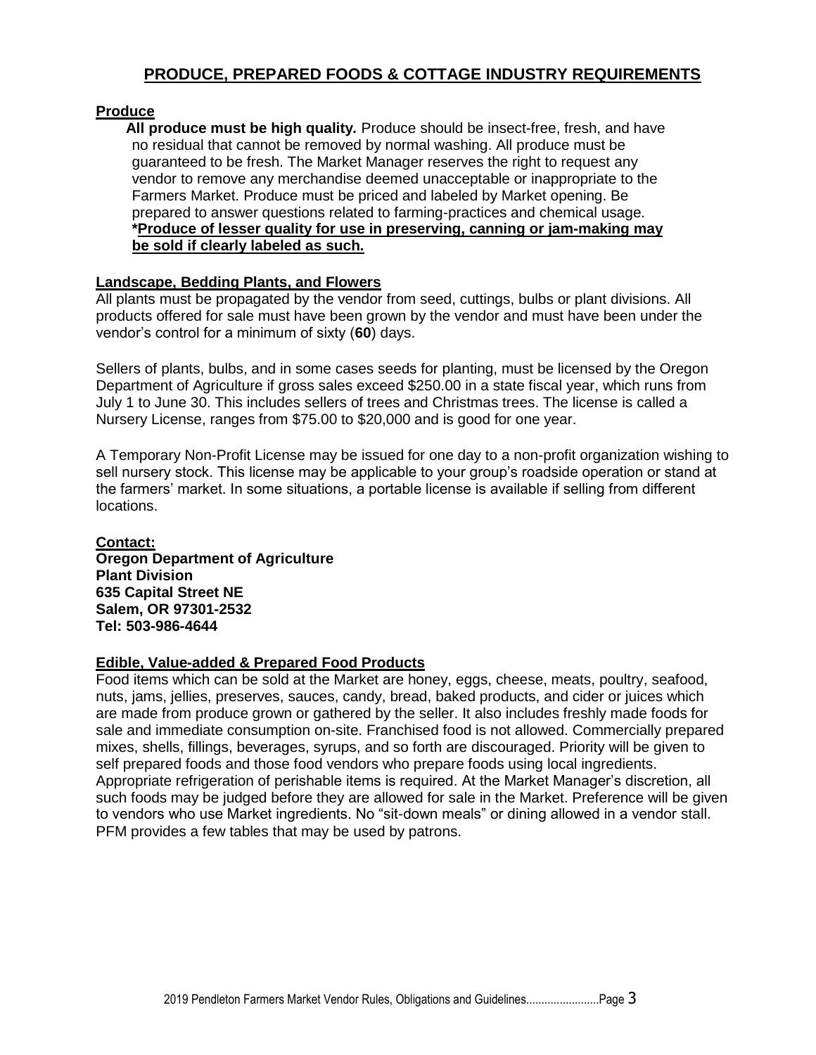## PRODUCE, PREPARED FOODS & COTTAGE INDUSTRY REQUIREMENTS

### Produce

**All produce must be high quality.** Produce should be insect-free, fresh, and have no residual that cannot be removed by normal washing. All produce must be guaranteed to be fresh. The Market Manager reserves the right to request any vendor to remove any merchandise deemed unacceptable or inappropriate to the Farmers Market. Produce must be priced and labeled by Market opening. Be prepared to answer questions related to farming-practices and chemical usage.
**\*Produce of lesser quality for use in preserving, canning or jam-making may be sold if clearly labeled as such.**

### Landscape, Bedding Plants, and Flowers

All plants must be propagated by the vendor from seed, cuttings, bulbs or plant divisions. All products offered for sale must have been grown by the vendor and must have been under the vendor's control for a minimum of sixty (**60**) days.

Sellers of plants, bulbs, and in some cases seeds for planting, must be licensed by the Oregon Department of Agriculture if gross sales exceed $250.00 in a state fiscal year, which runs from July 1 to June 30. This includes sellers of trees and Christmas trees. The license is called a Nursery License, ranges from $75.00 to $20,000 and is good for one year.

A Temporary Non-Profit License may be issued for one day to a non-profit organization wishing to sell nursery stock. This license may be applicable to your group's roadside operation or stand at the farmers' market. In some situations, a portable license is available if selling from different locations.

**Contact:**
**Oregon Department of Agriculture**
**Plant Division**
**635 Capital Street NE**
**Salem, OR 97301-2532**
**Tel: 503-986-4644**

### Edible, Value-added & Prepared Food Products

Food items which can be sold at the Market are honey, eggs, cheese, meats, poultry, seafood, nuts, jams, jellies, preserves, sauces, candy, bread, baked products, and cider or juices which are made from produce grown or gathered by the seller. It also includes freshly made foods for sale and immediate consumption on-site. Franchised food is not allowed. Commercially prepared mixes, shells, fillings, beverages, syrups, and so forth are discouraged. Priority will be given to self prepared foods and those food vendors who prepare foods using local ingredients. Appropriate refrigeration of perishable items is required. At the Market Manager's discretion, all such foods may be judged before they are allowed for sale in the Market. Preference will be given to vendors who use Market ingredients. No "sit-down meals" or dining allowed in a vendor stall. PFM provides a few tables that may be used by patrons.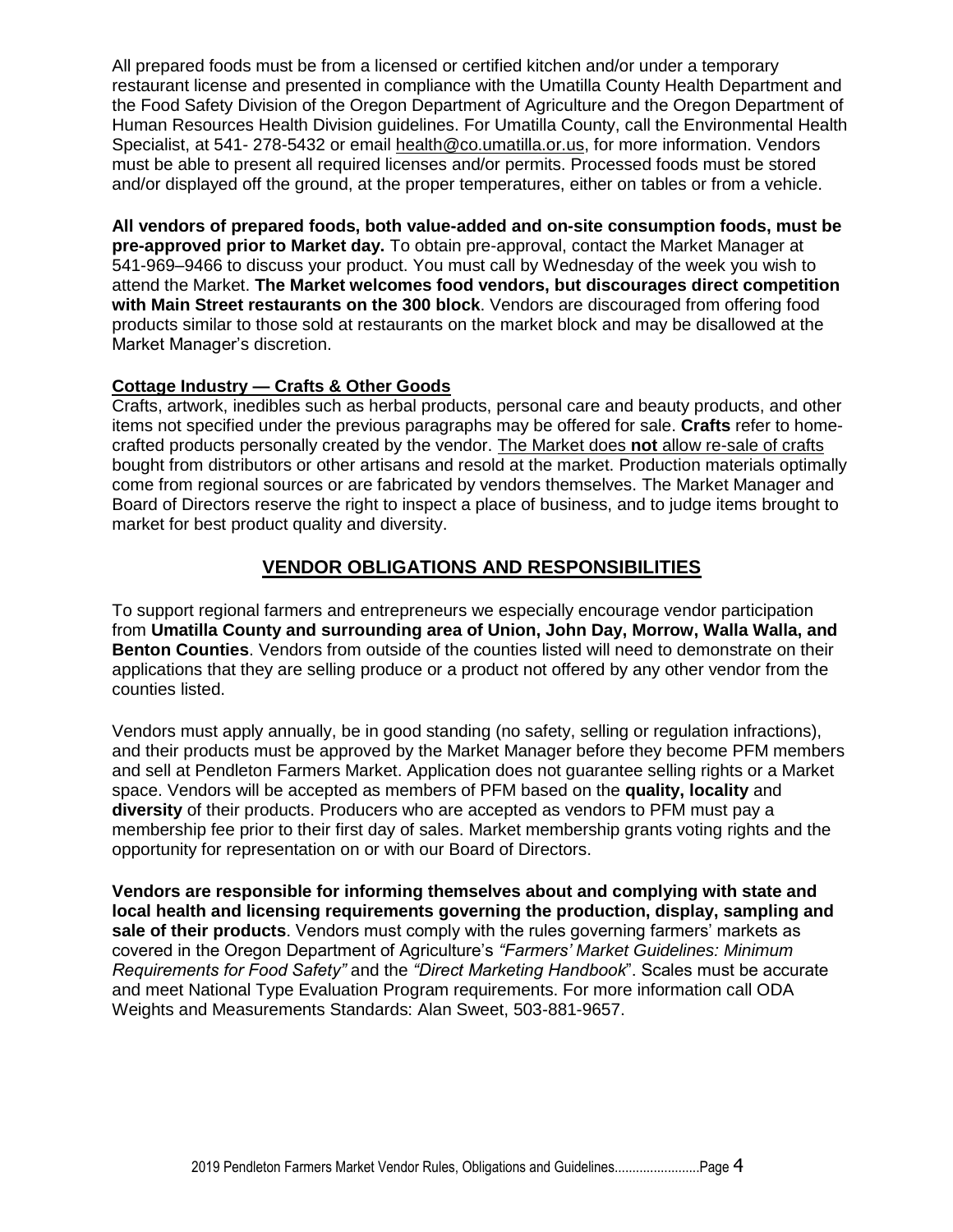All prepared foods must be from a licensed or certified kitchen and/or under a temporary restaurant license and presented in compliance with the Umatilla County Health Department and the Food Safety Division of the Oregon Department of Agriculture and the Oregon Department of Human Resources Health Division guidelines. For Umatilla County, call the Environmental Health Specialist, at 541- 278-5432 or email health@co.umatilla.or.us, for more information. Vendors must be able to present all required licenses and/or permits. Processed foods must be stored and/or displayed off the ground, at the proper temperatures, either on tables or from a vehicle.

**All vendors of prepared foods, both value-added and on-site consumption foods, must be pre-approved prior to Market day.** To obtain pre-approval, contact the Market Manager at 541-969–9466 to discuss your product. You must call by Wednesday of the week you wish to attend the Market. **The Market welcomes food vendors, but discourages direct competition with Main Street restaurants on the 300 block**. Vendors are discouraged from offering food products similar to those sold at restaurants on the market block and may be disallowed at the Market Manager's discretion.

**Cottage Industry — Crafts & Other Goods**

Crafts, artwork, inedibles such as herbal products, personal care and beauty products, and other items not specified under the previous paragraphs may be offered for sale. **Crafts** refer to home-crafted products personally created by the vendor. The Market does **not** allow re-sale of crafts bought from distributors or other artisans and resold at the market. Production materials optimally come from regional sources or are fabricated by vendors themselves. The Market Manager and Board of Directors reserve the right to inspect a place of business, and to judge items brought to market for best product quality and diversity.

## VENDOR OBLIGATIONS AND RESPONSIBILITIES

To support regional farmers and entrepreneurs we especially encourage vendor participation from **Umatilla County and surrounding area of Union, John Day, Morrow, Walla Walla, and Benton Counties**. Vendors from outside of the counties listed will need to demonstrate on their applications that they are selling produce or a product not offered by any other vendor from the counties listed.

Vendors must apply annually, be in good standing (no safety, selling or regulation infractions), and their products must be approved by the Market Manager before they become PFM members and sell at Pendleton Farmers Market. Application does not guarantee selling rights or a Market space. Vendors will be accepted as members of PFM based on the **quality, locality** and **diversity** of their products. Producers who are accepted as vendors to PFM must pay a membership fee prior to their first day of sales. Market membership grants voting rights and the opportunity for representation on or with our Board of Directors.

**Vendors are responsible for informing themselves about and complying with state and local health and licensing requirements governing the production, display, sampling and sale of their products**. Vendors must comply with the rules governing farmers' markets as covered in the Oregon Department of Agriculture's *"Farmers' Market Guidelines: Minimum Requirements for Food Safety"* and the *"Direct Marketing Handbook*". Scales must be accurate and meet National Type Evaluation Program requirements. For more information call ODA Weights and Measurements Standards: Alan Sweet, 503-881-9657.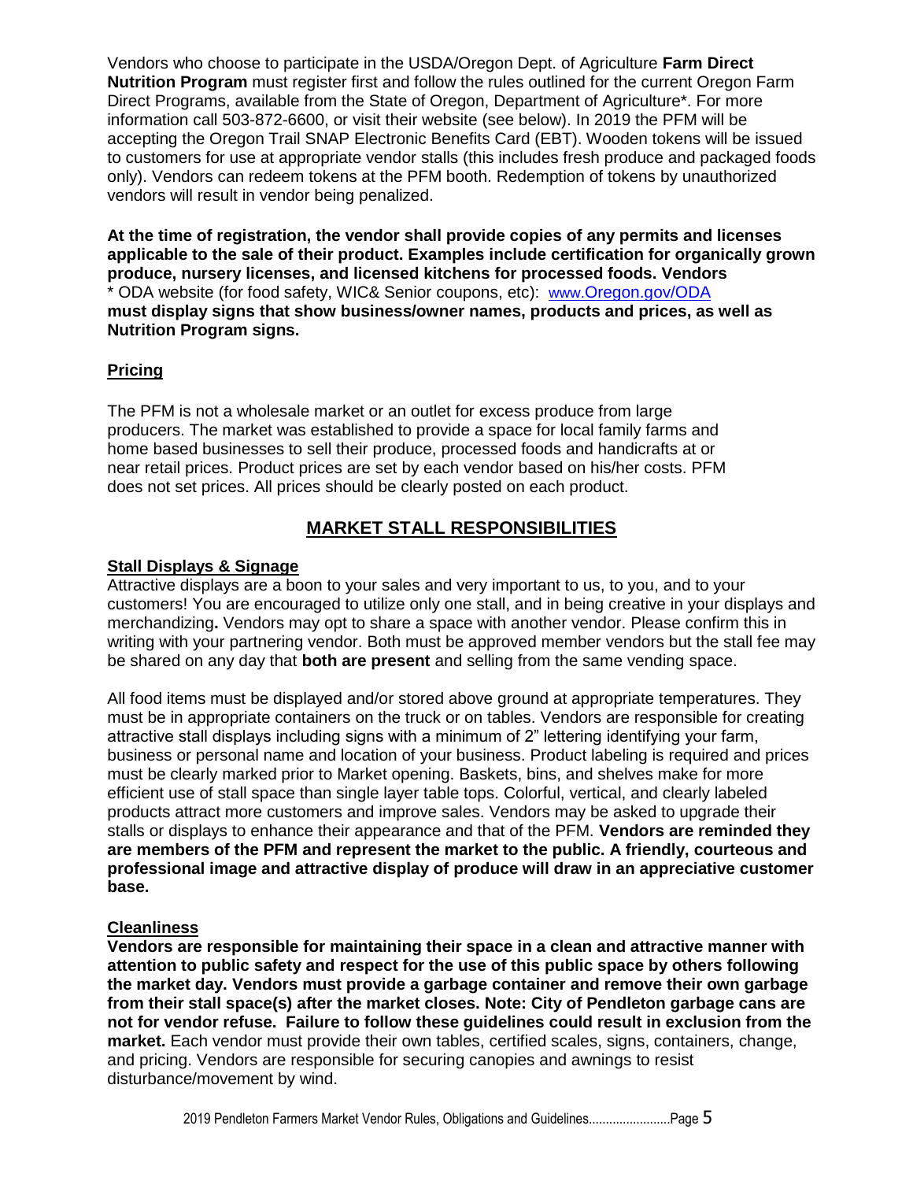Vendors who choose to participate in the USDA/Oregon Dept. of Agriculture **Farm Direct Nutrition Program** must register first and follow the rules outlined for the current Oregon Farm Direct Programs, available from the State of Oregon, Department of Agriculture*. For more information call 503-872-6600, or visit their website (see below). In 2019 the PFM will be accepting the Oregon Trail SNAP Electronic Benefits Card (EBT). Wooden tokens will be issued to customers for use at appropriate vendor stalls (this includes fresh produce and packaged foods only). Vendors can redeem tokens at the PFM booth. Redemption of tokens by unauthorized vendors will result in vendor being penalized.

**At the time of registration, the vendor shall provide copies of any permits and licenses applicable to the sale of their product. Examples include certification for organically grown produce, nursery licenses, and licensed kitchens for processed foods. Vendors must display signs that show business/owner names, products and prices, as well as Nutrition Program signs.**

* ODA website (for food safety, WIC& Senior coupons, etc): www.Oregon.gov/ODA

## Pricing

The PFM is not a wholesale market or an outlet for excess produce from large producers. The market was established to provide a space for local family farms and home based businesses to sell their produce, processed foods and handicrafts at or near retail prices. Product prices are set by each vendor based on his/her costs. PFM does not set prices. All prices should be clearly posted on each product.

# MARKET STALL RESPONSIBILITIES

## Stall Displays & Signage

Attractive displays are a boon to your sales and very important to us, to you, and to your customers! You are encouraged to utilize only one stall, and in being creative in your displays and merchandizing**.** Vendors may opt to share a space with another vendor. Please confirm this in writing with your partnering vendor. Both must be approved member vendors but the stall fee may be shared on any day that **both are present** and selling from the same vending space.

All food items must be displayed and/or stored above ground at appropriate temperatures. They must be in appropriate containers on the truck or on tables. Vendors are responsible for creating attractive stall displays including signs with a minimum of 2" lettering identifying your farm, business or personal name and location of your business. Product labeling is required and prices must be clearly marked prior to Market opening. Baskets, bins, and shelves make for more efficient use of stall space than single layer table tops. Colorful, vertical, and clearly labeled products attract more customers and improve sales. Vendors may be asked to upgrade their stalls or displays to enhance their appearance and that of the PFM. **Vendors are reminded they are members of the PFM and represent the market to the public. A friendly, courteous and professional image and attractive display of produce will draw in an appreciative customer base.**

## Cleanliness

**Vendors are responsible for maintaining their space in a clean and attractive manner with attention to public safety and respect for the use of this public space by others following the market day. Vendors must provide a garbage container and remove their own garbage from their stall space(s) after the market closes. Note: City of Pendleton garbage cans are not for vendor refuse. Failure to follow these guidelines could result in exclusion from the market.** Each vendor must provide their own tables, certified scales, signs, containers, change, and pricing. Vendors are responsible for securing canopies and awnings to resist disturbance/movement by wind.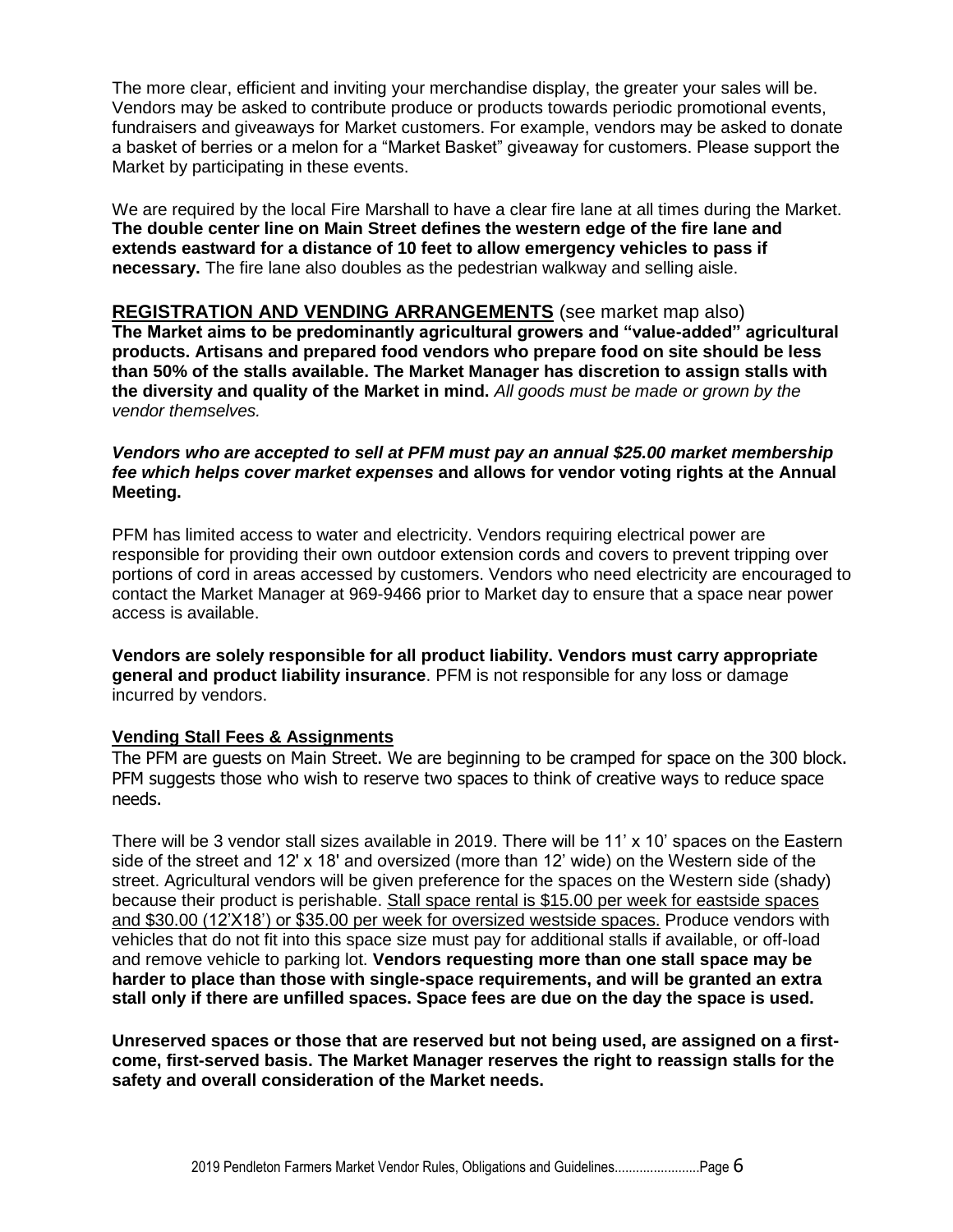The more clear, efficient and inviting your merchandise display, the greater your sales will be. Vendors may be asked to contribute produce or products towards periodic promotional events, fundraisers and giveaways for Market customers. For example, vendors may be asked to donate a basket of berries or a melon for a "Market Basket" giveaway for customers. Please support the Market by participating in these events.

We are required by the local Fire Marshall to have a clear fire lane at all times during the Market. **The double center line on Main Street defines the western edge of the fire lane and extends eastward for a distance of 10 feet to allow emergency vehicles to pass if necessary.** The fire lane also doubles as the pedestrian walkway and selling aisle.

## **REGISTRATION AND VENDING ARRANGEMENTS** (see market map also)

**The Market aims to be predominantly agricultural growers and "value-added" agricultural products. Artisans and prepared food vendors who prepare food on site should be less than 50% of the stalls available. The Market Manager has discretion to assign stalls with the diversity and quality of the Market in mind.** *All goods must be made or grown by the vendor themselves.*

***Vendors who are accepted to sell at PFM must pay an annual $25.00 market membership fee which helps cover market expenses*** **and allows for vendor voting rights at the Annual Meeting.**

PFM has limited access to water and electricity. Vendors requiring electrical power are responsible for providing their own outdoor extension cords and covers to prevent tripping over portions of cord in areas accessed by customers. Vendors who need electricity are encouraged to contact the Market Manager at 969-9466 prior to Market day to ensure that a space near power access is available.

**Vendors are solely responsible for all product liability. Vendors must carry appropriate general and product liability insurance**. PFM is not responsible for any loss or damage incurred by vendors.

### **Vending Stall Fees & Assignments**

The PFM are guests on Main Street. We are beginning to be cramped for space on the 300 block. PFM suggests those who wish to reserve two spaces to think of creative ways to reduce space needs.

There will be 3 vendor stall sizes available in 2019. There will be 11' x 10' spaces on the Eastern side of the street and 12' x 18' and oversized (more than 12' wide) on the Western side of the street. Agricultural vendors will be given preference for the spaces on the Western side (shady) because their product is perishable. Stall space rental is $15.00 per week for eastside spaces and $30.00 (12'X18') or $35.00 per week for oversized westside spaces. Produce vendors with vehicles that do not fit into this space size must pay for additional stalls if available, or off-load and remove vehicle to parking lot. **Vendors requesting more than one stall space may be harder to place than those with single-space requirements, and will be granted an extra stall only if there are unfilled spaces. Space fees are due on the day the space is used.**

**Unreserved spaces or those that are reserved but not being used, are assigned on a first-come, first-served basis. The Market Manager reserves the right to reassign stalls for the safety and overall consideration of the Market needs.**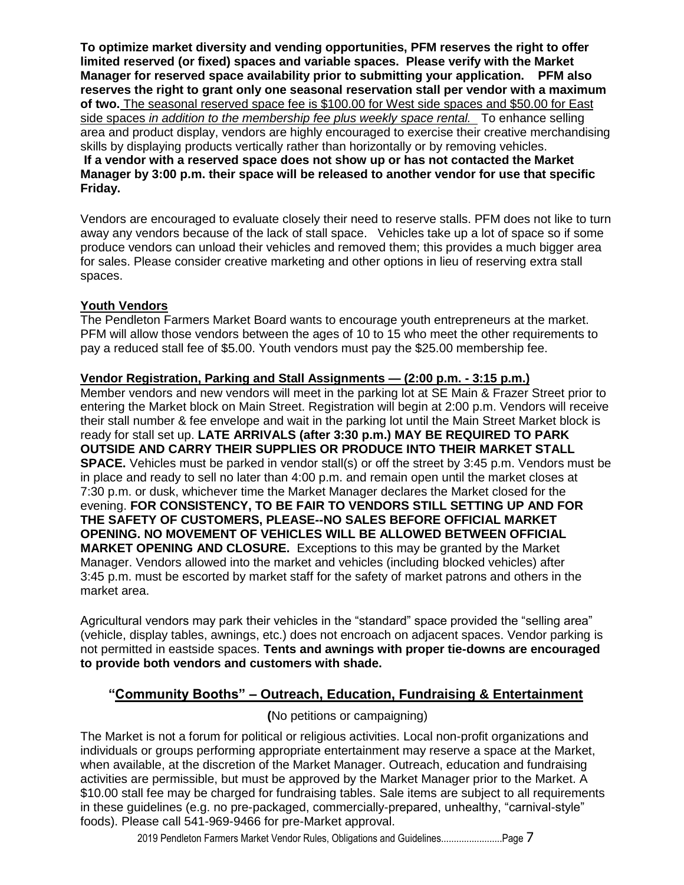**To optimize market diversity and vending opportunities, PFM reserves the right to offer limited reserved (or fixed) spaces and variable spaces. Please verify with the Market Manager for reserved space availability prior to submitting your application. PFM also reserves the right to grant only one seasonal reservation stall per vendor with a maximum of two.** The seasonal reserved space fee is $100.00 for West side spaces and $50.00 for East side spaces *in addition to the membership fee plus weekly space rental.* To enhance selling area and product display, vendors are highly encouraged to exercise their creative merchandising skills by displaying products vertically rather than horizontally or by removing vehicles. **If a vendor with a reserved space does not show up or has not contacted the Market Manager by 3:00 p.m. their space will be released to another vendor for use that specific Friday.**

Vendors are encouraged to evaluate closely their need to reserve stalls. PFM does not like to turn away any vendors because of the lack of stall space. Vehicles take up a lot of space so if some produce vendors can unload their vehicles and removed them; this provides a much bigger area for sales. Please consider creative marketing and other options in lieu of reserving extra stall spaces.

**Youth Vendors**

The Pendleton Farmers Market Board wants to encourage youth entrepreneurs at the market. PFM will allow those vendors between the ages of 10 to 15 who meet the other requirements to pay a reduced stall fee of $5.00. Youth vendors must pay the $25.00 membership fee.

**Vendor Registration, Parking and Stall Assignments — (2:00 p.m. - 3:15 p.m.)**

Member vendors and new vendors will meet in the parking lot at SE Main & Frazer Street prior to entering the Market block on Main Street. Registration will begin at 2:00 p.m. Vendors will receive their stall number & fee envelope and wait in the parking lot until the Main Street Market block is ready for stall set up. **LATE ARRIVALS (after 3:30 p.m.) MAY BE REQUIRED TO PARK OUTSIDE AND CARRY THEIR SUPPLIES OR PRODUCE INTO THEIR MARKET STALL SPACE.** Vehicles must be parked in vendor stall(s) or off the street by 3:45 p.m. Vendors must be in place and ready to sell no later than 4:00 p.m. and remain open until the market closes at 7:30 p.m. or dusk, whichever time the Market Manager declares the Market closed for the evening. **FOR CONSISTENCY, TO BE FAIR TO VENDORS STILL SETTING UP AND FOR THE SAFETY OF CUSTOMERS, PLEASE--NO SALES BEFORE OFFICIAL MARKET OPENING. NO MOVEMENT OF VEHICLES WILL BE ALLOWED BETWEEN OFFICIAL MARKET OPENING AND CLOSURE.** Exceptions to this may be granted by the Market Manager. Vendors allowed into the market and vehicles (including blocked vehicles) after 3:45 p.m. must be escorted by market staff for the safety of market patrons and others in the market area.

Agricultural vendors may park their vehicles in the "standard" space provided the "selling area" (vehicle, display tables, awnings, etc.) does not encroach on adjacent spaces. Vendor parking is not permitted in eastside spaces. **Tents and awnings with proper tie-downs are encouraged to provide both vendors and customers with shade.**

## "Community Booths" – Outreach, Education, Fundraising & Entertainment

(No petitions or campaigning)

The Market is not a forum for political or religious activities. Local non-profit organizations and individuals or groups performing appropriate entertainment may reserve a space at the Market, when available, at the discretion of the Market Manager. Outreach, education and fundraising activities are permissible, but must be approved by the Market Manager prior to the Market. A $10.00 stall fee may be charged for fundraising tables. Sale items are subject to all requirements in these guidelines (e.g. no pre-packaged, commercially-prepared, unhealthy, "carnival-style" foods). Please call 541-969-9466 for pre-Market approval.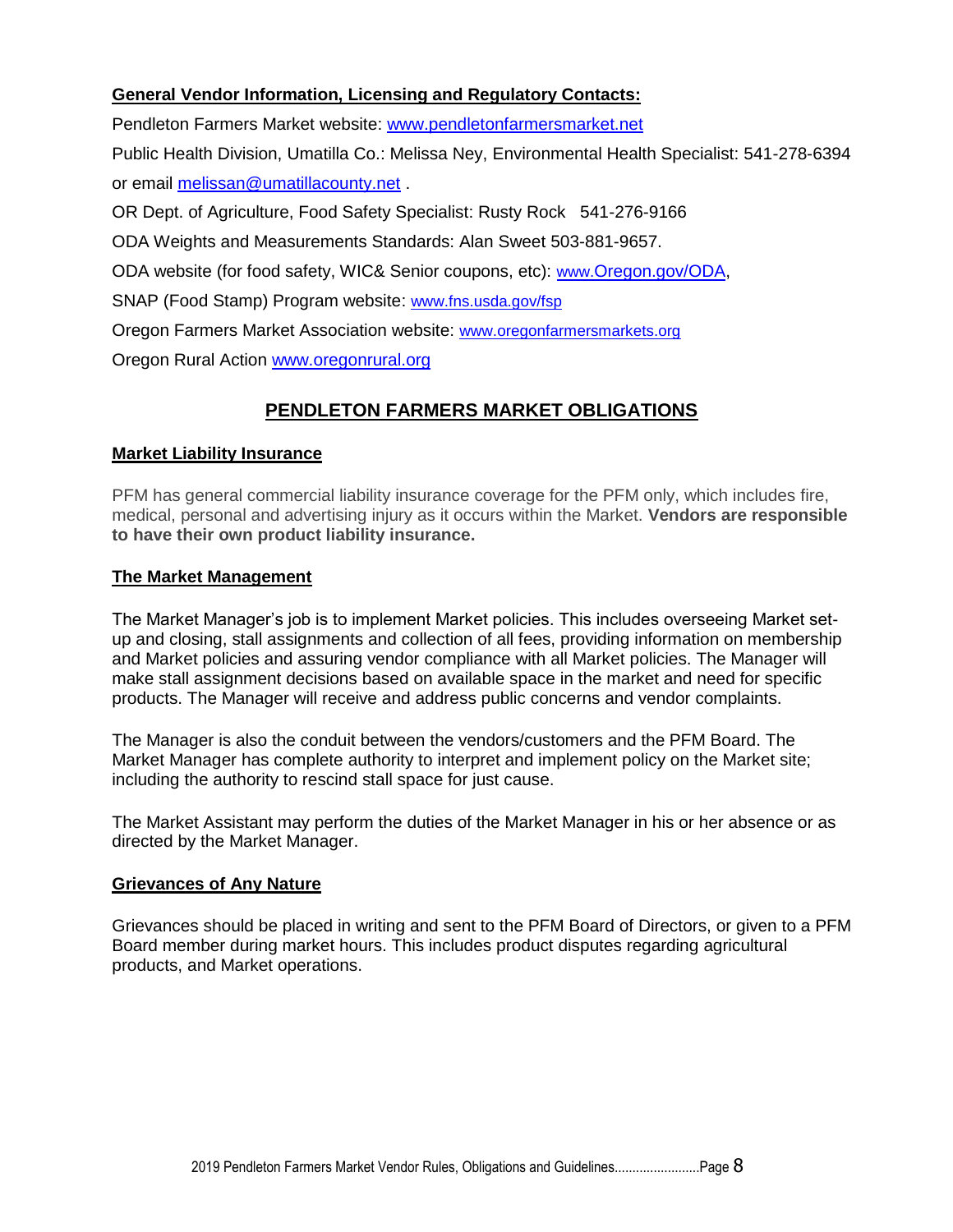**General Vendor Information, Licensing and Regulatory Contacts:**

Pendleton Farmers Market website: www.pendletonfarmersmarket.net

Public Health Division, Umatilla Co.: Melissa Ney, Environmental Health Specialist: 541-278-6394 or email melissan@umatillacounty.net .

OR Dept. of Agriculture, Food Safety Specialist: Rusty Rock 541-276-9166

ODA Weights and Measurements Standards: Alan Sweet 503-881-9657.

ODA website (for food safety, WIC& Senior coupons, etc): www.Oregon.gov/ODA,

SNAP (Food Stamp) Program website: www.fns.usda.gov/fsp

Oregon Farmers Market Association website: www.oregonfarmersmarkets.org

Oregon Rural Action www.oregonrural.org

## PENDLETON FARMERS MARKET OBLIGATIONS

**Market Liability Insurance**

PFM has general commercial liability insurance coverage for the PFM only, which includes fire, medical, personal and advertising injury as it occurs within the Market. **Vendors are responsible to have their own product liability insurance.**

**The Market Management**

The Market Manager's job is to implement Market policies. This includes overseeing Market set-up and closing, stall assignments and collection of all fees, providing information on membership and Market policies and assuring vendor compliance with all Market policies. The Manager will make stall assignment decisions based on available space in the market and need for specific products. The Manager will receive and address public concerns and vendor complaints.

The Manager is also the conduit between the vendors/customers and the PFM Board. The Market Manager has complete authority to interpret and implement policy on the Market site; including the authority to rescind stall space for just cause.

The Market Assistant may perform the duties of the Market Manager in his or her absence or as directed by the Market Manager.

**Grievances of Any Nature**

Grievances should be placed in writing and sent to the PFM Board of Directors, or given to a PFM Board member during market hours. This includes product disputes regarding agricultural products, and Market operations.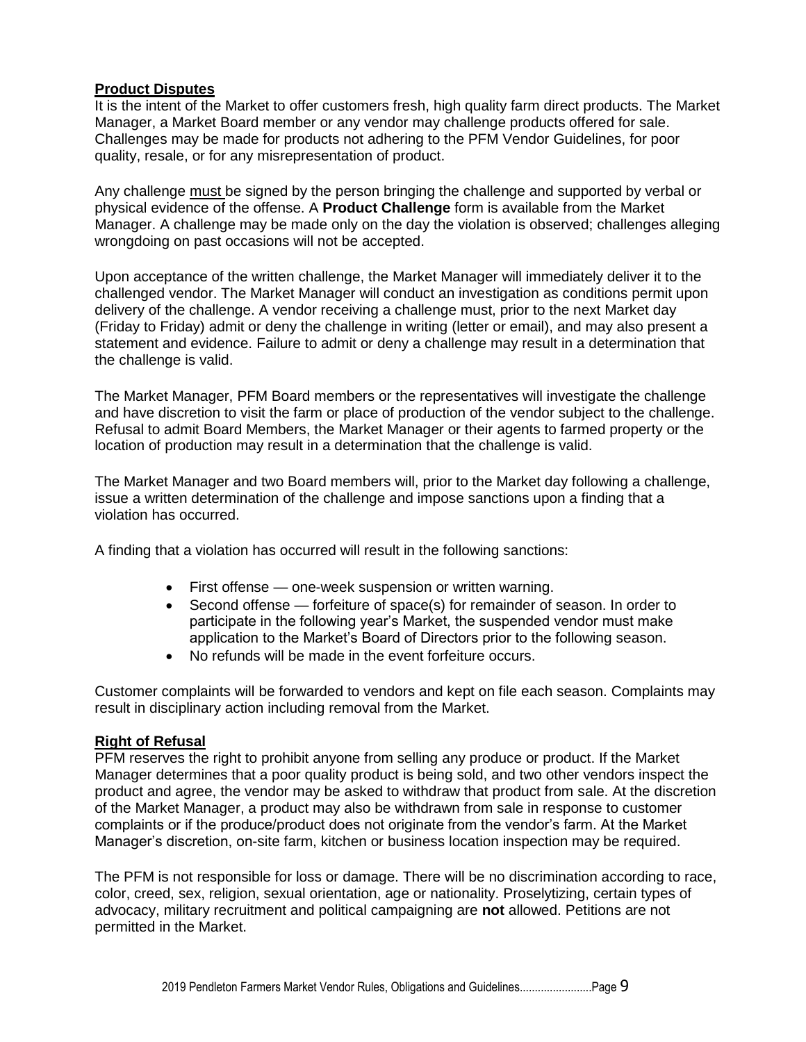## Product Disputes

It is the intent of the Market to offer customers fresh, high quality farm direct products. The Market Manager, a Market Board member or any vendor may challenge products offered for sale. Challenges may be made for products not adhering to the PFM Vendor Guidelines, for poor quality, resale, or for any misrepresentation of product.

Any challenge must be signed by the person bringing the challenge and supported by verbal or physical evidence of the offense. A **Product Challenge** form is available from the Market Manager. A challenge may be made only on the day the violation is observed; challenges alleging wrongdoing on past occasions will not be accepted.

Upon acceptance of the written challenge, the Market Manager will immediately deliver it to the challenged vendor. The Market Manager will conduct an investigation as conditions permit upon delivery of the challenge. A vendor receiving a challenge must, prior to the next Market day (Friday to Friday) admit or deny the challenge in writing (letter or email), and may also present a statement and evidence. Failure to admit or deny a challenge may result in a determination that the challenge is valid.

The Market Manager, PFM Board members or the representatives will investigate the challenge and have discretion to visit the farm or place of production of the vendor subject to the challenge. Refusal to admit Board Members, the Market Manager or their agents to farmed property or the location of production may result in a determination that the challenge is valid.

The Market Manager and two Board members will, prior to the Market day following a challenge, issue a written determination of the challenge and impose sanctions upon a finding that a violation has occurred.

A finding that a violation has occurred will result in the following sanctions:

- First offense — one-week suspension or written warning.
- Second offense — forfeiture of space(s) for remainder of season. In order to participate in the following year's Market, the suspended vendor must make application to the Market's Board of Directors prior to the following season.
- No refunds will be made in the event forfeiture occurs.

Customer complaints will be forwarded to vendors and kept on file each season. Complaints may result in disciplinary action including removal from the Market.

## Right of Refusal

PFM reserves the right to prohibit anyone from selling any produce or product. If the Market Manager determines that a poor quality product is being sold, and two other vendors inspect the product and agree, the vendor may be asked to withdraw that product from sale. At the discretion of the Market Manager, a product may also be withdrawn from sale in response to customer complaints or if the produce/product does not originate from the vendor's farm. At the Market Manager's discretion, on-site farm, kitchen or business location inspection may be required.

The PFM is not responsible for loss or damage. There will be no discrimination according to race, color, creed, sex, religion, sexual orientation, age or nationality. Proselytizing, certain types of advocacy, military recruitment and political campaigning are **not** allowed. Petitions are not permitted in the Market.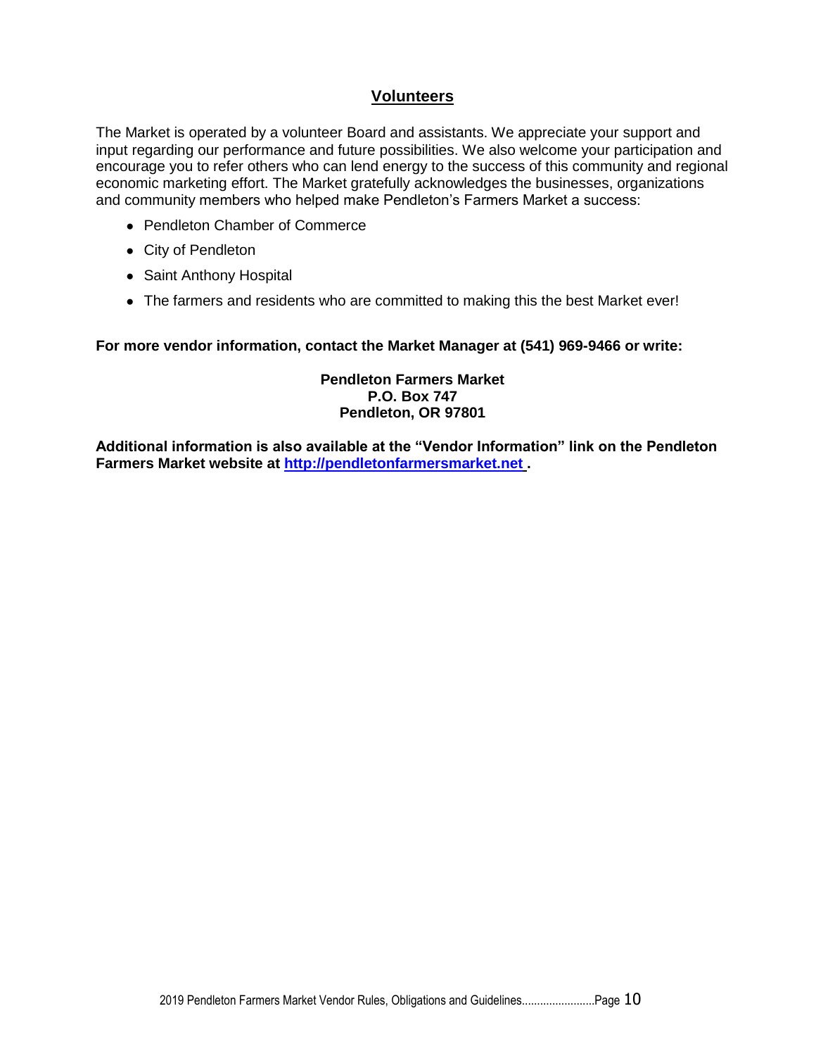## Volunteers

The Market is operated by a volunteer Board and assistants. We appreciate your support and input regarding our performance and future possibilities. We also welcome your participation and encourage you to refer others who can lend energy to the success of this community and regional economic marketing effort. The Market gratefully acknowledges the businesses, organizations and community members who helped make Pendleton's Farmers Market a success:

- Pendleton Chamber of Commerce
- City of Pendleton
- Saint Anthony Hospital
- The farmers and residents who are committed to making this the best Market ever!

**For more vendor information, contact the Market Manager at (541) 969-9466 or write:**

**Pendleton Farmers Market**
**P.O. Box 747**
**Pendleton, OR 97801**

**Additional information is also available at the "Vendor Information" link on the Pendleton Farmers Market website at [http://pendletonfarmersmarket.net](http://pendletonfarmersmarket.net) .**